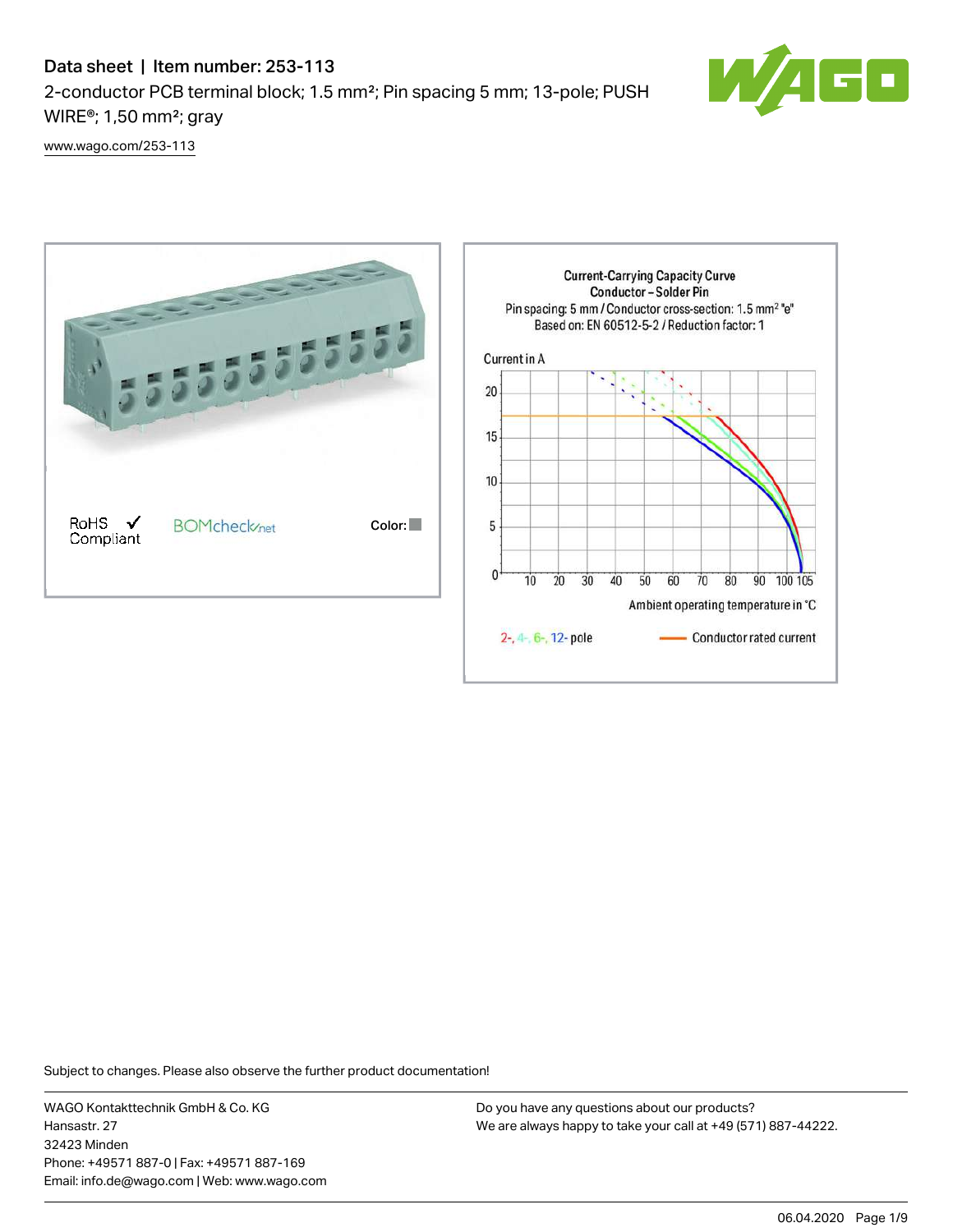# Data sheet | Item number: 253-113

2-conductor PCB terminal block; 1.5 mm²; Pin spacing 5 mm; 13-pole; PUSH WIRE®; 1,50 mm²; gray

www.wago.com/253-113

RoHS ✓ Compliant

BOMcheck.net

Color:

Current-Carrying Capacity Curve
Conductor – Solder Pin
Pin spacing: 5 mm / Conductor cross-section: 1.5 mm² "e"
Based on: EN 60512-5-2 / Reduction factor: 1

Current in A

Ambient operating temperature in °C

2-, 4-, 6-, 12- pole — Conductor rated current

Subject to changes. Please also observe the further product documentation!

WAGO Kontakttechnik GmbH & Co. KG
Hansastr. 27
32423 Minden
Phone: +49571 887-0 | Fax: +49571 887-169
Email: info.de@wago.com | Web: www.wago.com

Do you have any questions about our products?
We are always happy to take your call at +49 (571) 887-44222.

06.04.2020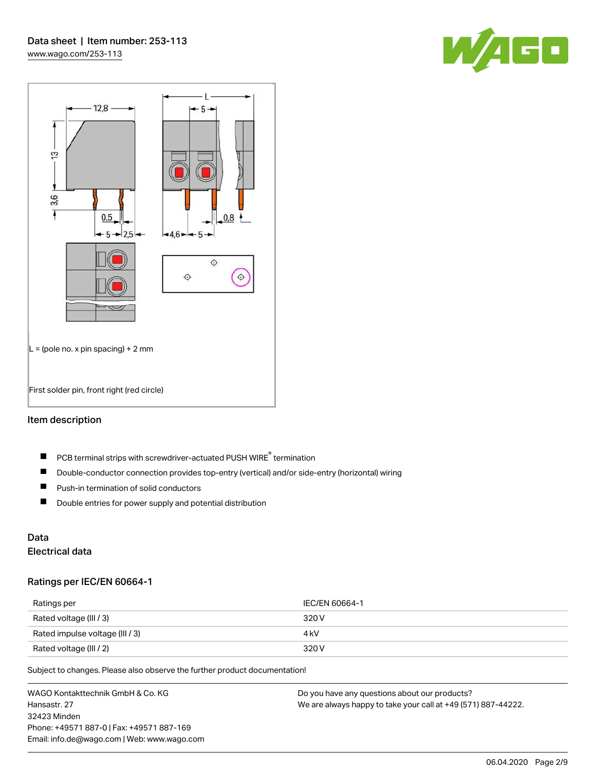L = (pole no. x pin spacing) + 2 mm

First solder pin, front right (red circle)

## Item description

- PCB terminal strips with screwdriver-actuated PUSH WIRE® termination
- Double-conductor connection provides top-entry (vertical) and/or side-entry (horizontal) wiring
- Push-in termination of solid conductors
- Double entries for power supply and potential distribution

## Data

### Electrical data

#### Ratings per IEC/EN 60664-1

| Ratings per | IEC/EN 60664-1 |
|---|---|
| Rated voltage (III / 3) | 320 V |
| Rated impulse voltage (III / 3) | 4 kV |
| Rated voltage (III / 2) | 320 V |

Subject to changes. Please also observe the further product documentation!

WAGO Kontakttechnik GmbH & Co. KG
Hansastr. 27
32423 Minden
Phone: +49571 887-0 | Fax: +49571 887-169
Email: info.de@wago.com | Web: www.wago.com

Do you have any questions about our products?
We are always happy to take your call at +49 (571) 887-44222.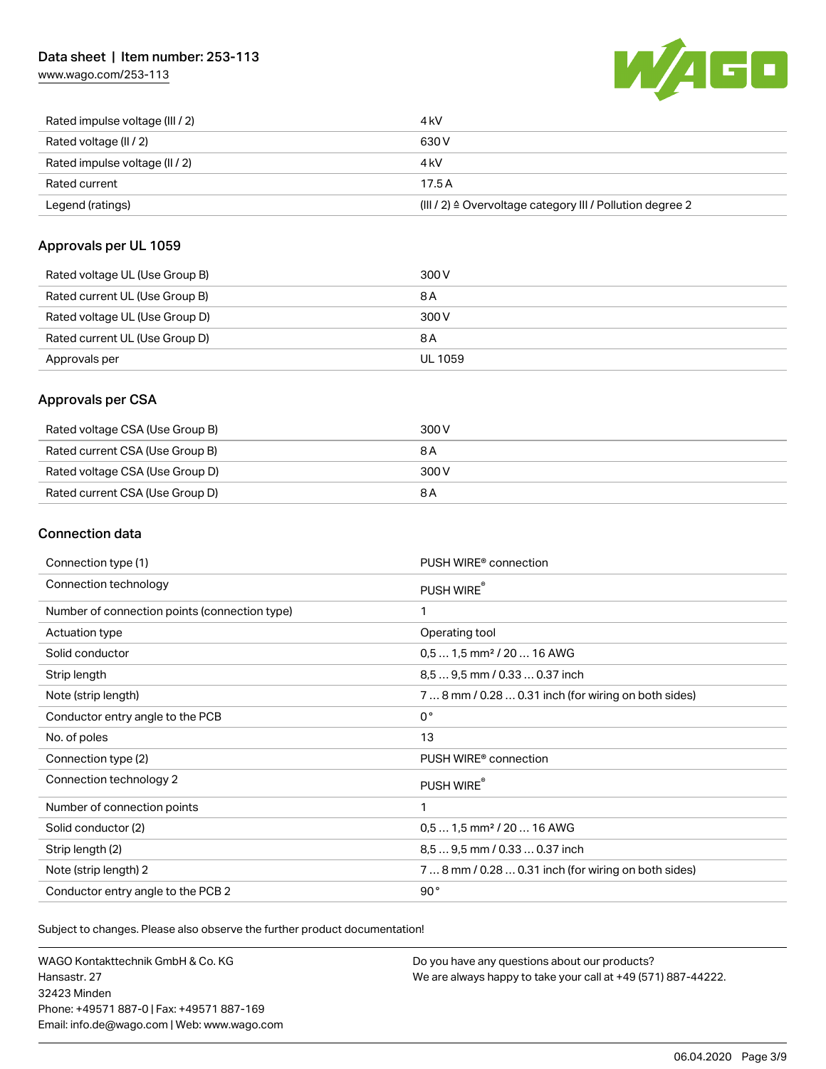| | |
|---|---|
| Rated impulse voltage (III / 2) | 4 kV |
| Rated voltage (II / 2) | 630 V |
| Rated impulse voltage (II / 2) | 4 kV |
| Rated current | 17.5 A |
| Legend (ratings) | (III / 2) ≙ Overvoltage category III / Pollution degree 2 |

## Approvals per UL 1059

| | |
|---|---|
| Rated voltage UL (Use Group B) | 300 V |
| Rated current UL (Use Group B) | 8 A |
| Rated voltage UL (Use Group D) | 300 V |
| Rated current UL (Use Group D) | 8 A |
| Approvals per | UL 1059 |

## Approvals per CSA

| | |
|---|---|
| Rated voltage CSA (Use Group B) | 300 V |
| Rated current CSA (Use Group B) | 8 A |
| Rated voltage CSA (Use Group D) | 300 V |
| Rated current CSA (Use Group D) | 8 A |

## Connection data

| | |
|---|---|
| Connection type (1) | PUSH WIRE® connection |
| Connection technology | PUSH WIRE® |
| Number of connection points (connection type) | 1 |
| Actuation type | Operating tool |
| Solid conductor | 0,5 … 1,5 mm² / 20 … 16 AWG |
| Strip length | 8,5 … 9,5 mm / 0.33 … 0.37 inch |
| Note (strip length) | 7 … 8 mm / 0.28 … 0.31 inch (for wiring on both sides) |
| Conductor entry angle to the PCB | 0 ° |
| No. of poles | 13 |
| Connection type (2) | PUSH WIRE® connection |
| Connection technology 2 | PUSH WIRE® |
| Number of connection points | 1 |
| Solid conductor (2) | 0,5 … 1,5 mm² / 20 … 16 AWG |
| Strip length (2) | 8,5 … 9,5 mm / 0.33 … 0.37 inch |
| Note (strip length) 2 | 7 … 8 mm / 0.28 … 0.31 inch (for wiring on both sides) |
| Conductor entry angle to the PCB 2 | 90 ° |

Subject to changes. Please also observe the further product documentation!

WAGO Kontakttechnik GmbH & Co. KG
Hansastr. 27
32423 Minden
Phone: +49571 887-0 | Fax: +49571 887-169
Email: info.de@wago.com | Web: www.wago.com

Do you have any questions about our products?
We are always happy to take your call at +49 (571) 887-44222.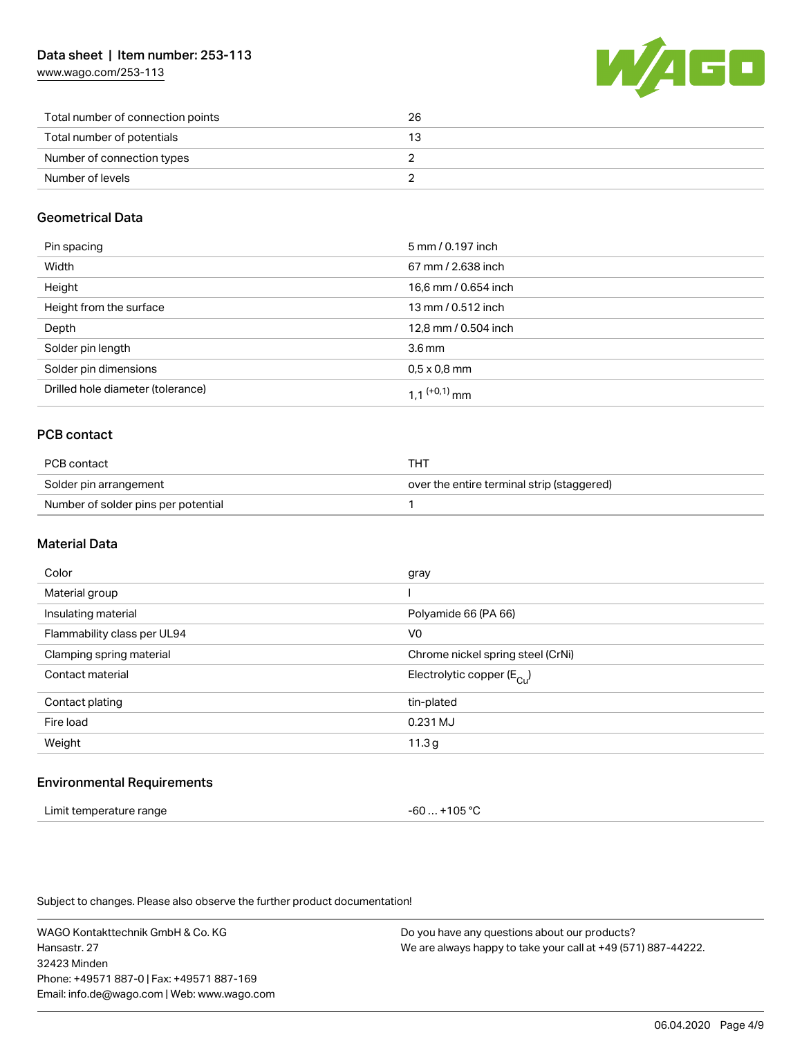| | |
|---|---|
| Total number of connection points | 26 |
| Total number of potentials | 13 |
| Number of connection types | 2 |
| Number of levels | 2 |

## Geometrical Data

| | |
|---|---|
| Pin spacing | 5 mm / 0.197 inch |
| Width | 67 mm / 2.638 inch |
| Height | 16,6 mm / 0.654 inch |
| Height from the surface | 13 mm / 0.512 inch |
| Depth | 12,8 mm / 0.504 inch |
| Solder pin length | 3.6 mm |
| Solder pin dimensions | 0,5 x 0,8 mm |
| Drilled hole diameter (tolerance) | 1,1 $^{(+0,1)}$ mm |

## PCB contact

| | |
|---|---|
| PCB contact | THT |
| Solder pin arrangement | over the entire terminal strip (staggered) |
| Number of solder pins per potential | 1 |

## Material Data

| | |
|---|---|
| Color | gray |
| Material group | I |
| Insulating material | Polyamide 66 (PA 66) |
| Flammability class per UL94 | V0 |
| Clamping spring material | Chrome nickel spring steel (CrNi) |
| Contact material | Electrolytic copper ($E_{Cu}$) |
| Contact plating | tin-plated |
| Fire load | 0.231 MJ |
| Weight | 11.3 g |

## Environmental Requirements

| | |
|---|---|
| Limit temperature range | -60 … +105 °C |

Subject to changes. Please also observe the further product documentation!

WAGO Kontakttechnik GmbH & Co. KG
Hansastr. 27
32423 Minden
Phone: +49571 887-0 | Fax: +49571 887-169
Email: info.de@wago.com | Web: www.wago.com

Do you have any questions about our products?
We are always happy to take your call at +49 (571) 887-44222.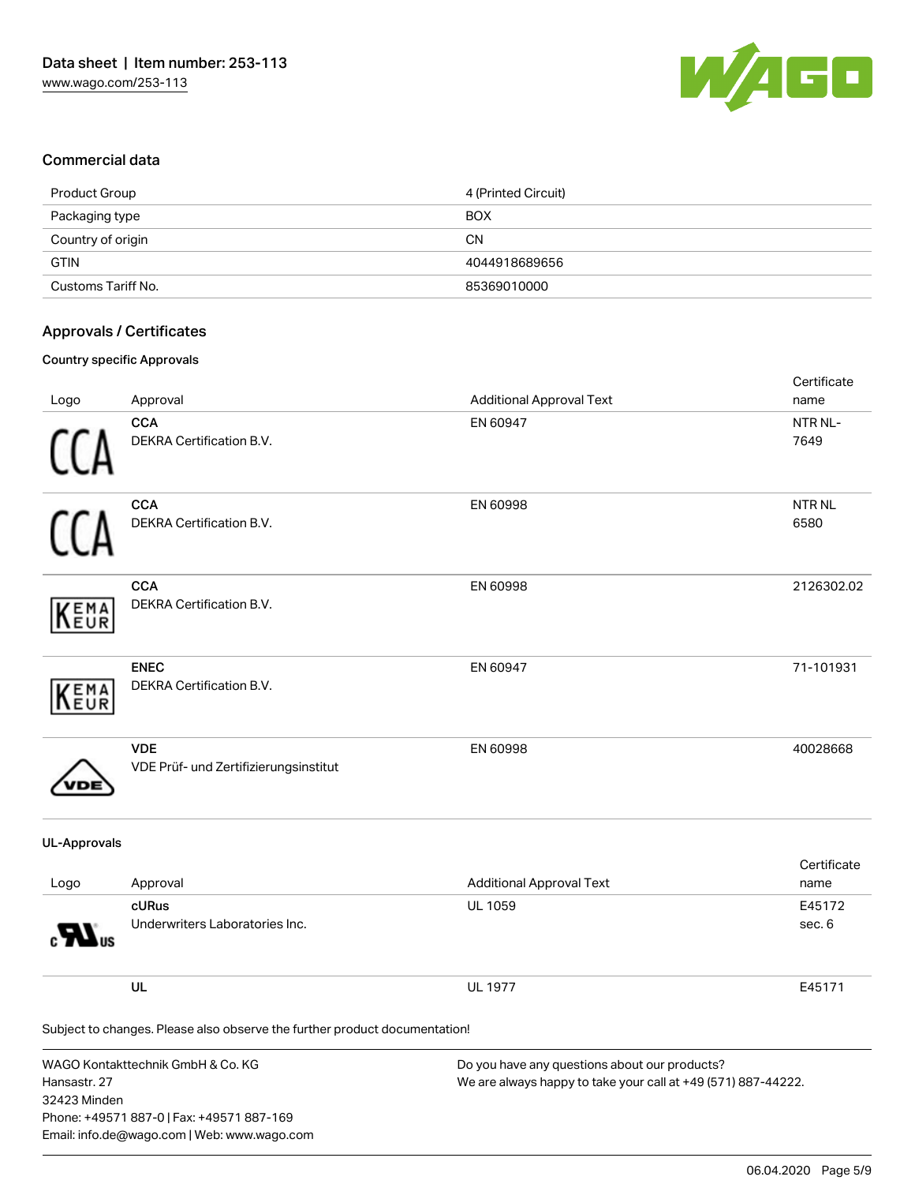## Commercial data

| | |
|---|---|
| Product Group | 4 (Printed Circuit) |
| Packaging type | BOX |
| Country of origin | CN |
| GTIN | 4044918689656 |
| Customs Tariff No. | 85369010000 |

## Approvals / Certificates

### Country specific Approvals

| Logo | Approval | Additional Approval Text | Certificate name |
|---|---|---|---|
| | **CCA**<br>DEKRA Certification B.V. | EN 60947 | NTR NL-7649 |
| | **CCA**<br>DEKRA Certification B.V. | EN 60998 | NTR NL 6580 |
| | **CCA**<br>DEKRA Certification B.V. | EN 60998 | 2126302.02 |
| | **ENEC**<br>DEKRA Certification B.V. | EN 60947 | 71-101931 |
| | **VDE**<br>VDE Prüf- und Zertifizierungsinstitut | EN 60998 | 40028668 |

### UL-Approvals

| Logo | Approval | Additional Approval Text | Certificate name |
|---|---|---|---|
| | **cURus**<br>Underwriters Laboratories Inc. | UL 1059 | E45172 sec. 6 |
| | **UL** | UL 1977 | E45171 |

Subject to changes. Please also observe the further product documentation!

WAGO Kontakttechnik GmbH & Co. KG
Hansastr. 27
32423 Minden
Phone: +49571 887-0 | Fax: +49571 887-169
Email: info.de@wago.com | Web: www.wago.com

Do you have any questions about our products?
We are always happy to take your call at +49 (571) 887-44222.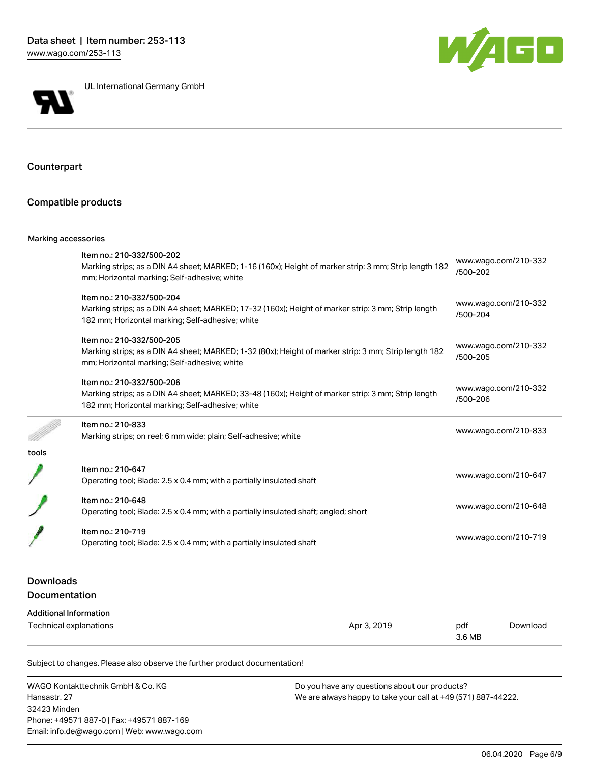UL International Germany GmbH

## Counterpart

## Compatible products

| Marking accessories | | |
| --- | --- | --- |
| | Item no.: 210-332/500-202<br>Marking strips; as a DIN A4 sheet; MARKED; 1-16 (160x); Height of marker strip: 3 mm; Strip length 182 mm; Horizontal marking; Self-adhesive; white | www.wago.com/210-332/500-202 |
| | Item no.: 210-332/500-204<br>Marking strips; as a DIN A4 sheet; MARKED; 17-32 (160x); Height of marker strip: 3 mm; Strip length 182 mm; Horizontal marking; Self-adhesive; white | www.wago.com/210-332/500-204 |
| | Item no.: 210-332/500-205<br>Marking strips; as a DIN A4 sheet; MARKED; 1-32 (80x); Height of marker strip: 3 mm; Strip length 182 mm; Horizontal marking; Self-adhesive; white | www.wago.com/210-332/500-205 |
| | Item no.: 210-332/500-206<br>Marking strips; as a DIN A4 sheet; MARKED; 33-48 (160x); Height of marker strip: 3 mm; Strip length 182 mm; Horizontal marking; Self-adhesive; white | www.wago.com/210-332/500-206 |
| | Item no.: 210-833<br>Marking strips; on reel; 6 mm wide; plain; Self-adhesive; white | www.wago.com/210-833 |
| tools | | |
| | Item no.: 210-647<br>Operating tool; Blade: 2.5 x 0.4 mm; with a partially insulated shaft | www.wago.com/210-647 |
| | Item no.: 210-648<br>Operating tool; Blade: 2.5 x 0.4 mm; with a partially insulated shaft; angled; short | www.wago.com/210-648 |
| | Item no.: 210-719<br>Operating tool; Blade: 2.5 x 0.4 mm; with a partially insulated shaft | www.wago.com/210-719 |

## Downloads
## Documentation

| Additional Information | | | |
| --- | --- | --- | --- |
| Technical explanations | Apr 3, 2019 | pdf<br>3.6 MB | Download |

Subject to changes. Please also observe the further product documentation!

WAGO Kontakttechnik GmbH & Co. KG
Hansastr. 27
32423 Minden
Phone: +49571 887-0 | Fax: +49571 887-169
Email: info.de@wago.com | Web: www.wago.com

Do you have any questions about our products?
We are always happy to take your call at +49 (571) 887-44222.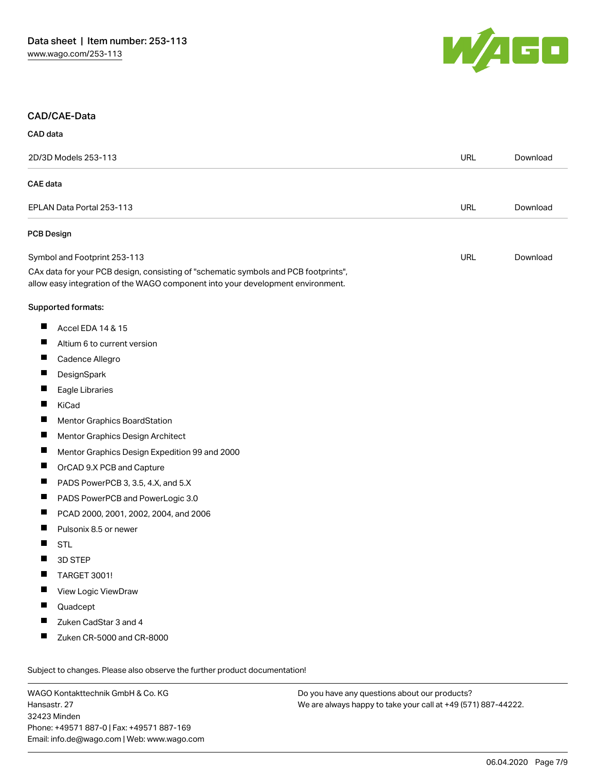## CAD/CAE-Data

### CAD data

| | | |
|---|---|---|
| 2D/3D Models 253-113 | URL | Download |

### CAE data

| | | |
|---|---|---|
| EPLAN Data Portal 253-113 | URL | Download |

### PCB Design

| | | |
|---|---|---|
| Symbol and Footprint 253-113 | URL | Download |

CAx data for your PCB design, consisting of "schematic symbols and PCB footprints", allow easy integration of the WAGO component into your development environment.

Supported formats:

- Accel EDA 14 & 15
- Altium 6 to current version
- Cadence Allegro
- DesignSpark
- Eagle Libraries
- KiCad
- Mentor Graphics BoardStation
- Mentor Graphics Design Architect
- Mentor Graphics Design Expedition 99 and 2000
- OrCAD 9.X PCB and Capture
- PADS PowerPCB 3, 3.5, 4.X, and 5.X
- PADS PowerPCB and PowerLogic 3.0
- PCAD 2000, 2001, 2002, 2004, and 2006
- Pulsonix 8.5 or newer
- STL
- 3D STEP
- TARGET 3001!
- View Logic ViewDraw
- Quadcept
- Zuken CadStar 3 and 4
- Zuken CR-5000 and CR-8000

Subject to changes. Please also observe the further product documentation!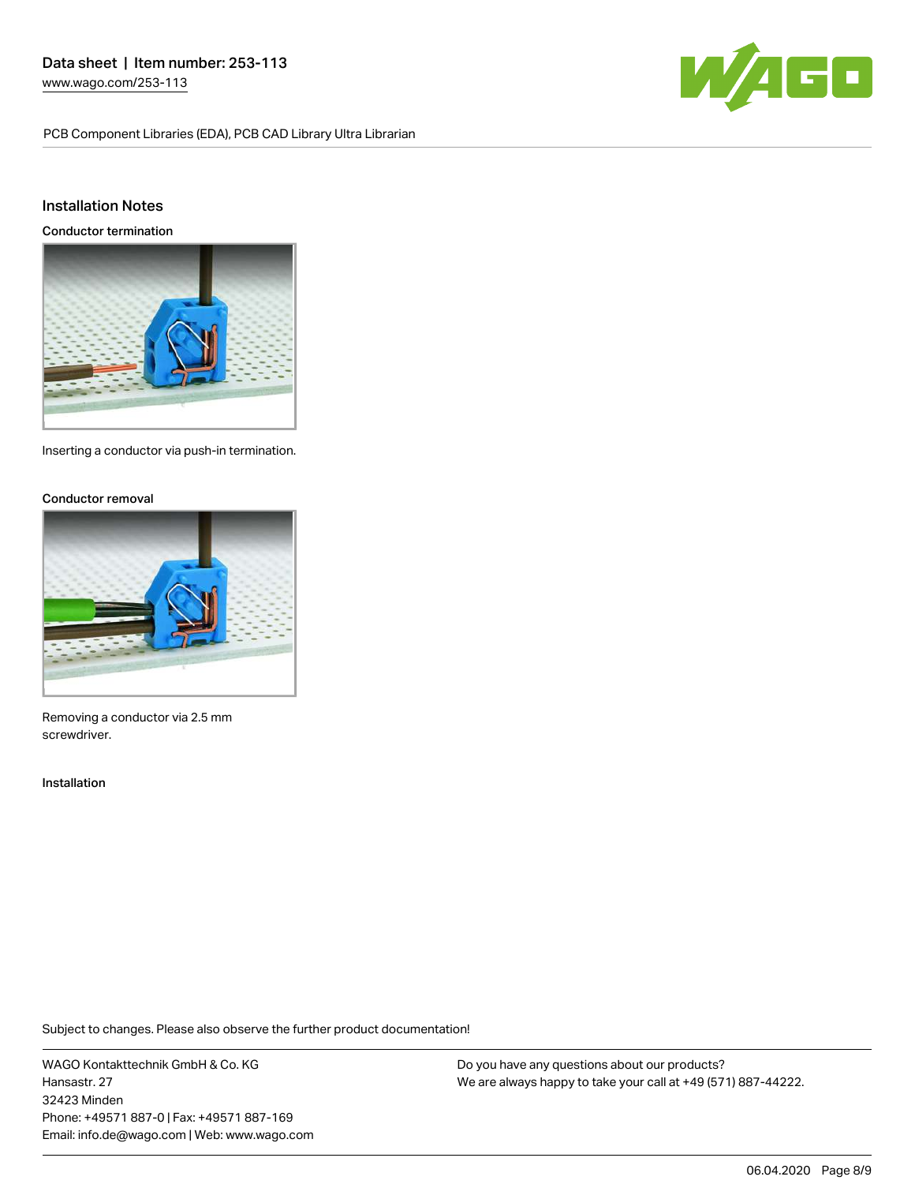## Installation Notes

### Conductor termination

Inserting a conductor via push-in termination.

### Conductor removal

Removing a conductor via 2.5 mm screwdriver.

### Installation

Subject to changes. Please also observe the further product documentation!

WAGO Kontakttechnik GmbH & Co. KG
Hansastr. 27
32423 Minden
Phone: +49571 887-0 | Fax: +49571 887-169
Email: info.de@wago.com | Web: www.wago.com

Do you have any questions about our products?
We are always happy to take your call at +49 (571) 887-44222.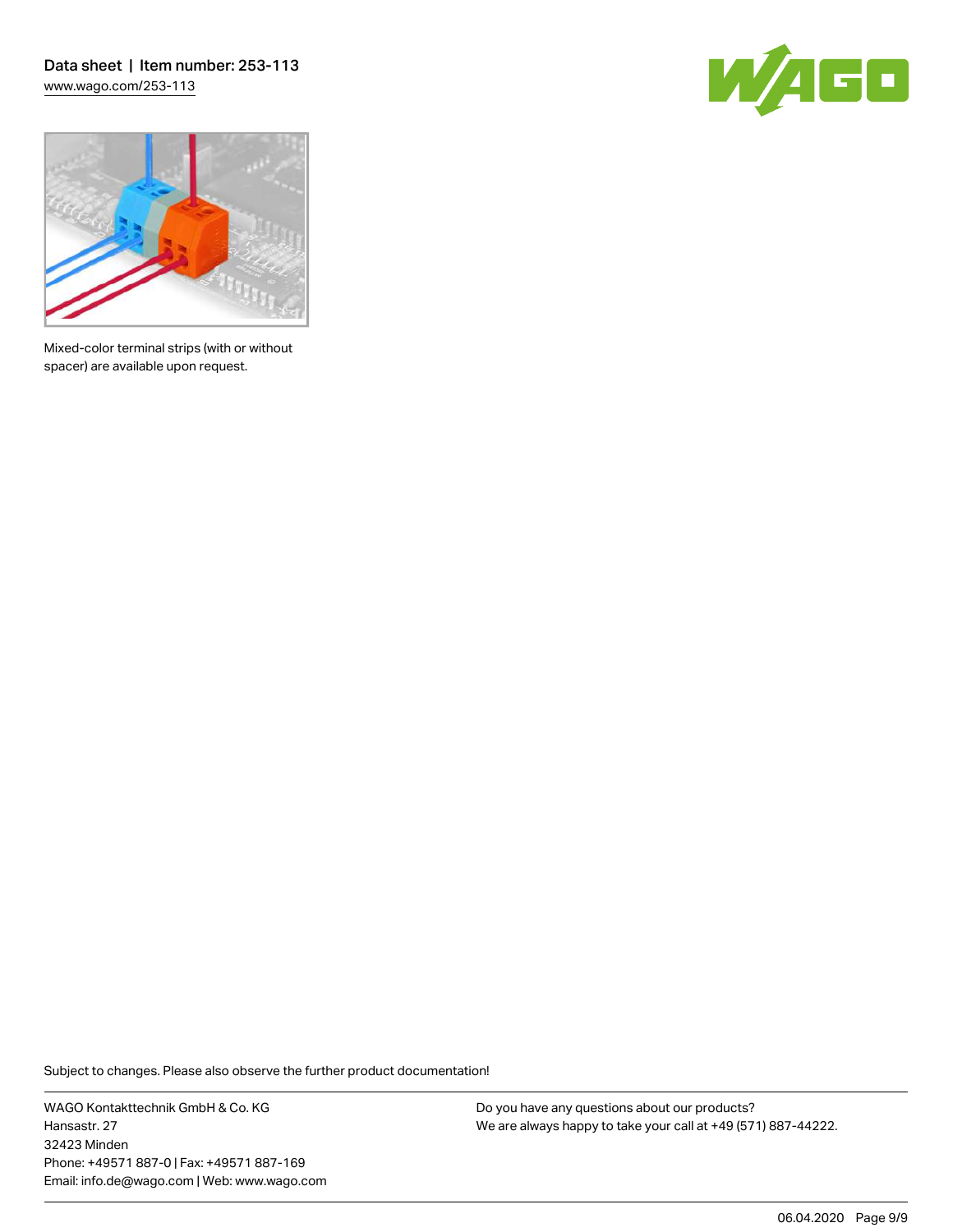Mixed-color terminal strips (with or without spacer) are available upon request.

Subject to changes. Please also observe the further product documentation!

WAGO Kontakttechnik GmbH & Co. KG
Hansastr. 27
32423 Minden
Phone: +49571 887-0 | Fax: +49571 887-169
Email: info.de@wago.com | Web: www.wago.com

Do you have any questions about our products?
We are always happy to take your call at +49 (571) 887-44222.